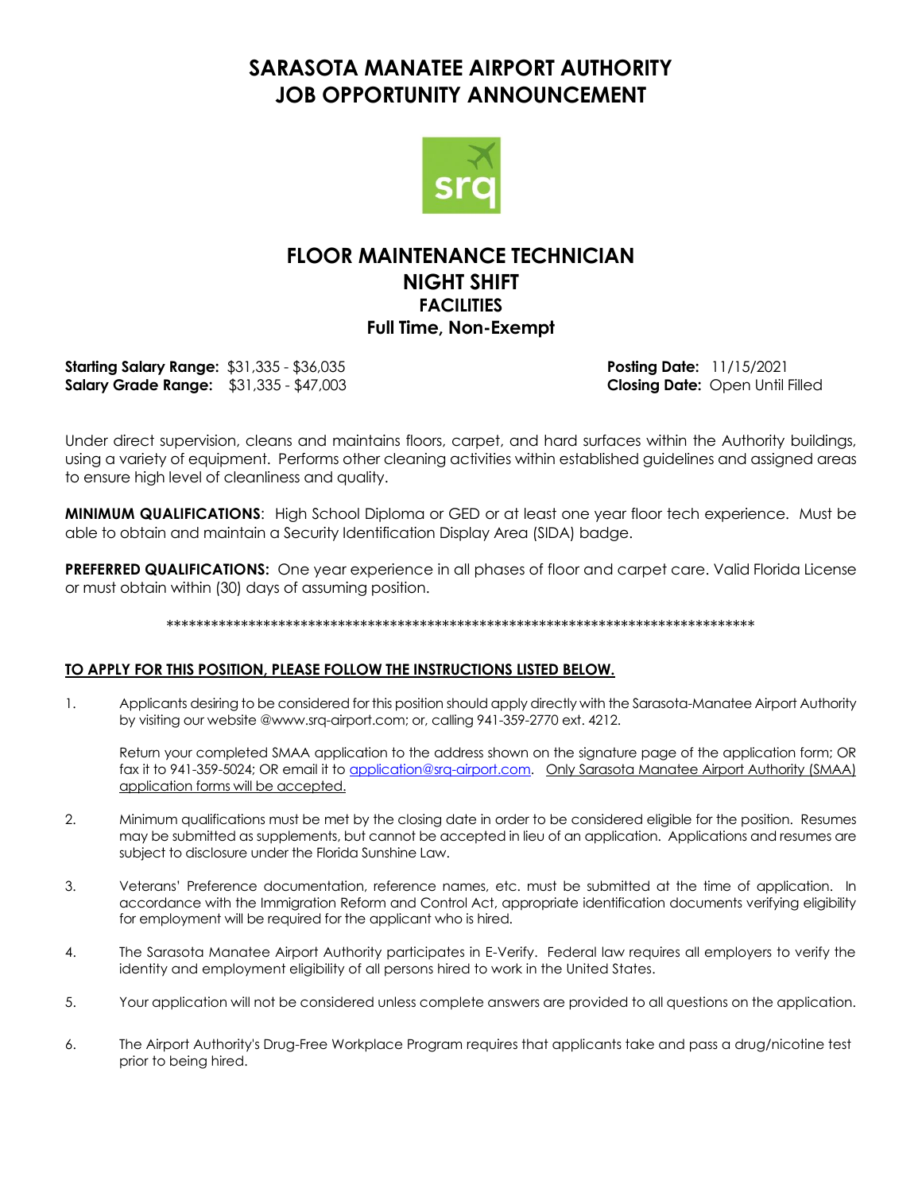# SARASOTA MANATEE AIRPORT AUTHORITY
# JOB OPPORTUNITY ANNOUNCEMENT

## FLOOR MAINTENANCE TECHNICIAN
## NIGHT SHIFT
### FACILITIES
### Full Time, Non-Exempt

**Starting Salary Range:** $31,335 - $36,035
**Salary Grade Range:** $31,335 - $47,003

**Posting Date:** 11/15/2021
**Closing Date:** Open Until Filled

Under direct supervision, cleans and maintains floors, carpet, and hard surfaces within the Authority buildings, using a variety of equipment. Performs other cleaning activities within established guidelines and assigned areas to ensure high level of cleanliness and quality.

**MINIMUM QUALIFICATIONS**: High School Diploma or GED or at least one year floor tech experience. Must be able to obtain and maintain a Security Identification Display Area (SIDA) badge.

**PREFERRED QUALIFICATIONS:** One year experience in all phases of floor and carpet care. Valid Florida License or must obtain within (30) days of assuming position.

********************************************************************************

**TO APPLY FOR THIS POSITION, PLEASE FOLLOW THE INSTRUCTIONS LISTED BELOW.**

1. Applicants desiring to be considered for this position should apply directly with the Sarasota-Manatee Airport Authority by visiting our website @www.srq-airport.com; or, calling 941-359-2770 ext. 4212.

   Return your completed SMAA application to the address shown on the signature page of the application form; OR fax it to 941-359-5024; OR email it to application@srq-airport.com. Only Sarasota Manatee Airport Authority (SMAA) application forms will be accepted.

2. Minimum qualifications must be met by the closing date in order to be considered eligible for the position. Resumes may be submitted as supplements, but cannot be accepted in lieu of an application. Applications and resumes are subject to disclosure under the Florida Sunshine Law.

3. Veterans' Preference documentation, reference names, etc. must be submitted at the time of application. In accordance with the Immigration Reform and Control Act, appropriate identification documents verifying eligibility for employment will be required for the applicant who is hired.

4. The Sarasota Manatee Airport Authority participates in E-Verify. Federal law requires all employers to verify the identity and employment eligibility of all persons hired to work in the United States.

5. Your application will not be considered unless complete answers are provided to all questions on the application.

6. The Airport Authority's Drug-Free Workplace Program requires that applicants take and pass a drug/nicotine test prior to being hired.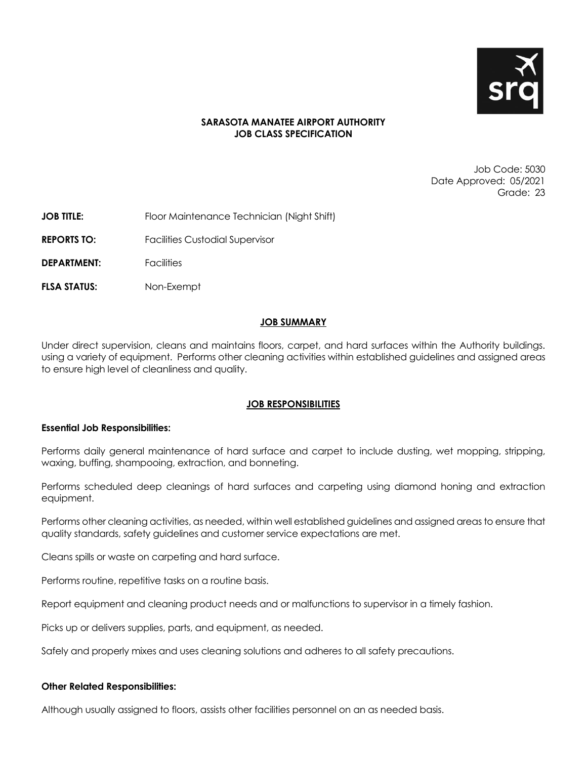**SARASOTA MANATEE AIRPORT AUTHORITY**
**JOB CLASS SPECIFICATION**

Job Code: 5030
Date Approved: 05/2021
Grade: 23

**JOB TITLE:** Floor Maintenance Technician (Night Shift)

**REPORTS TO:** Facilities Custodial Supervisor

**DEPARTMENT:** Facilities

**FLSA STATUS:** Non-Exempt

## JOB SUMMARY

Under direct supervision, cleans and maintains floors, carpet, and hard surfaces within the Authority buildings. using a variety of equipment. Performs other cleaning activities within established guidelines and assigned areas to ensure high level of cleanliness and quality.

## JOB RESPONSIBILITIES

**Essential Job Responsibilities:**

Performs daily general maintenance of hard surface and carpet to include dusting, wet mopping, stripping, waxing, buffing, shampooing, extraction, and bonneting.

Performs scheduled deep cleanings of hard surfaces and carpeting using diamond honing and extraction equipment.

Performs other cleaning activities, as needed, within well established guidelines and assigned areas to ensure that quality standards, safety guidelines and customer service expectations are met.

Cleans spills or waste on carpeting and hard surface.

Performs routine, repetitive tasks on a routine basis.

Report equipment and cleaning product needs and or malfunctions to supervisor in a timely fashion.

Picks up or delivers supplies, parts, and equipment, as needed.

Safely and properly mixes and uses cleaning solutions and adheres to all safety precautions.

**Other Related Responsibilities:**

Although usually assigned to floors, assists other facilities personnel on an as needed basis.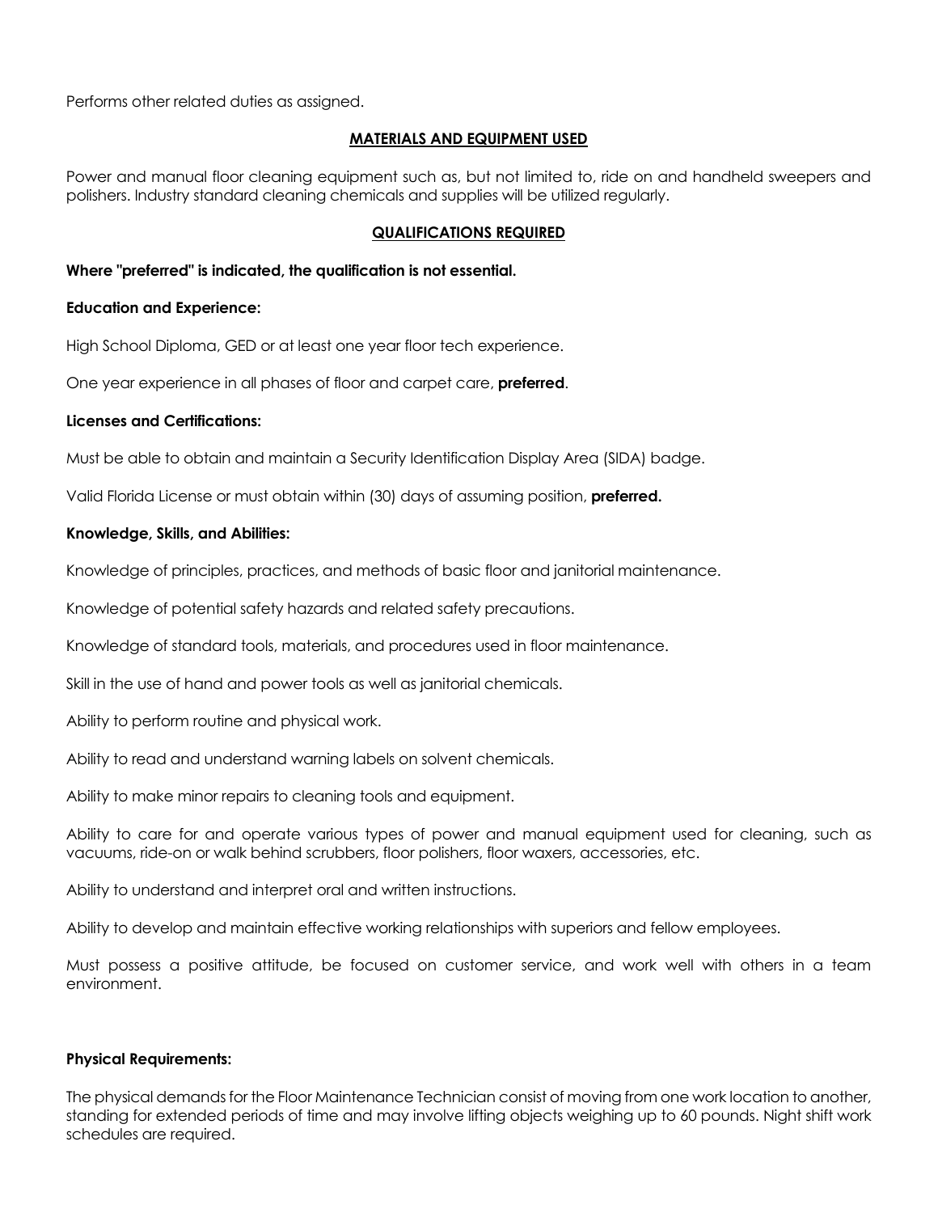Performs other related duties as assigned.

## MATERIALS AND EQUIPMENT USED

Power and manual floor cleaning equipment such as, but not limited to, ride on and handheld sweepers and polishers. Industry standard cleaning chemicals and supplies will be utilized regularly.

## QUALIFICATIONS REQUIRED

**Where "preferred" is indicated, the qualification is not essential.**

**Education and Experience:**

High School Diploma, GED or at least one year floor tech experience.

One year experience in all phases of floor and carpet care, **preferred**.

**Licenses and Certifications:**

Must be able to obtain and maintain a Security Identification Display Area (SIDA) badge.

Valid Florida License or must obtain within (30) days of assuming position, **preferred.**

**Knowledge, Skills, and Abilities:**

Knowledge of principles, practices, and methods of basic floor and janitorial maintenance.

Knowledge of potential safety hazards and related safety precautions.

Knowledge of standard tools, materials, and procedures used in floor maintenance.

Skill in the use of hand and power tools as well as janitorial chemicals.

Ability to perform routine and physical work.

Ability to read and understand warning labels on solvent chemicals.

Ability to make minor repairs to cleaning tools and equipment.

Ability to care for and operate various types of power and manual equipment used for cleaning, such as vacuums, ride-on or walk behind scrubbers, floor polishers, floor waxers, accessories, etc.

Ability to understand and interpret oral and written instructions.

Ability to develop and maintain effective working relationships with superiors and fellow employees.

Must possess a positive attitude, be focused on customer service, and work well with others in a team environment.

**Physical Requirements:**

The physical demands for the Floor Maintenance Technician consist of moving from one work location to another, standing for extended periods of time and may involve lifting objects weighing up to 60 pounds. Night shift work schedules are required.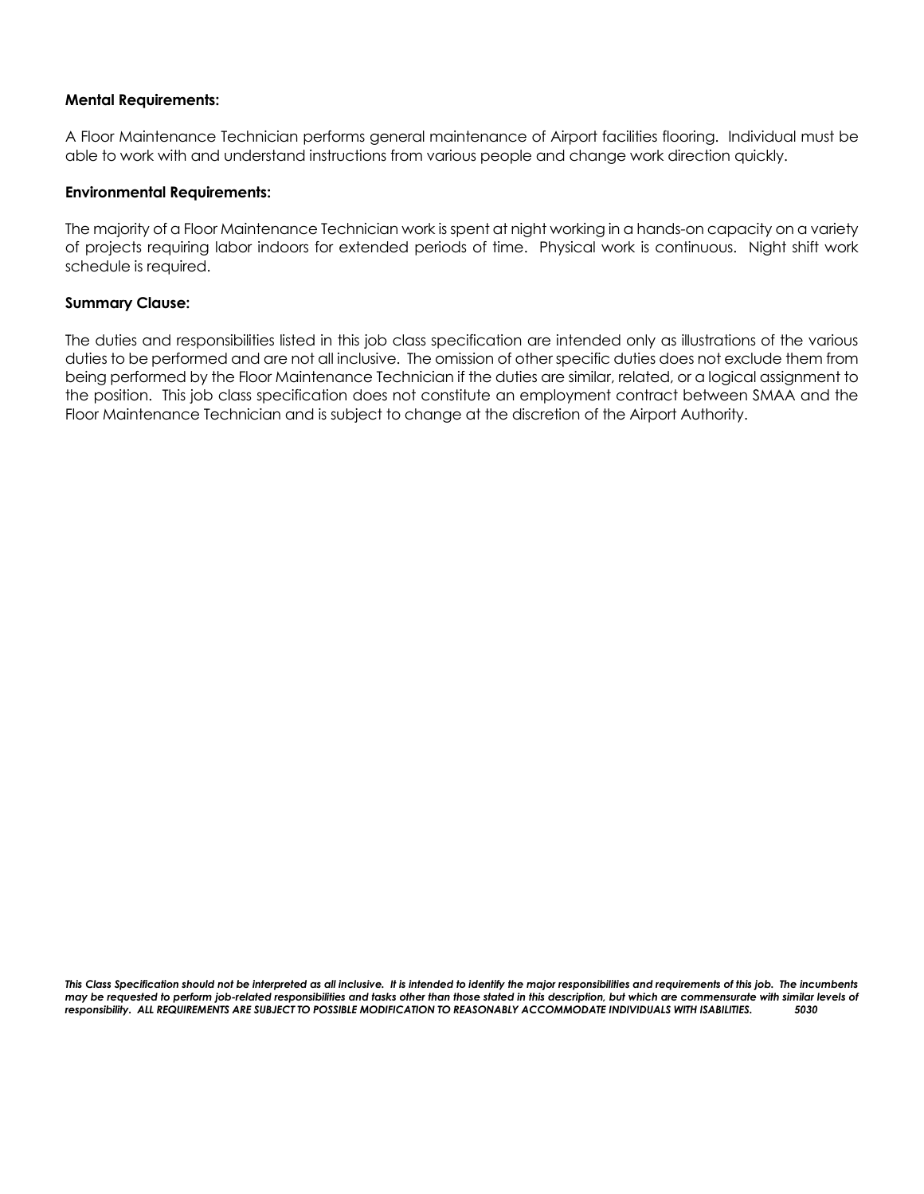**Mental Requirements:**

A Floor Maintenance Technician performs general maintenance of Airport facilities flooring. Individual must be able to work with and understand instructions from various people and change work direction quickly.

**Environmental Requirements:**

The majority of a Floor Maintenance Technician work is spent at night working in a hands-on capacity on a variety of projects requiring labor indoors for extended periods of time. Physical work is continuous. Night shift work schedule is required.

**Summary Clause:**

The duties and responsibilities listed in this job class specification are intended only as illustrations of the various duties to be performed and are not all inclusive. The omission of other specific duties does not exclude them from being performed by the Floor Maintenance Technician if the duties are similar, related, or a logical assignment to the position. This job class specification does not constitute an employment contract between SMAA and the Floor Maintenance Technician and is subject to change at the discretion of the Airport Authority.

***This Class Specification should not be interpreted as all inclusive. It is intended to identify the major responsibilities and requirements of this job. The incumbents may be requested to perform job-related responsibilities and tasks other than those stated in this description, but which are commensurate with similar levels of responsibility. ALL REQUIREMENTS ARE SUBJECT TO POSSIBLE MODIFICATION TO REASONABLY ACCOMMODATE INDIVIDUALS WITH ISABILITIES. 5030***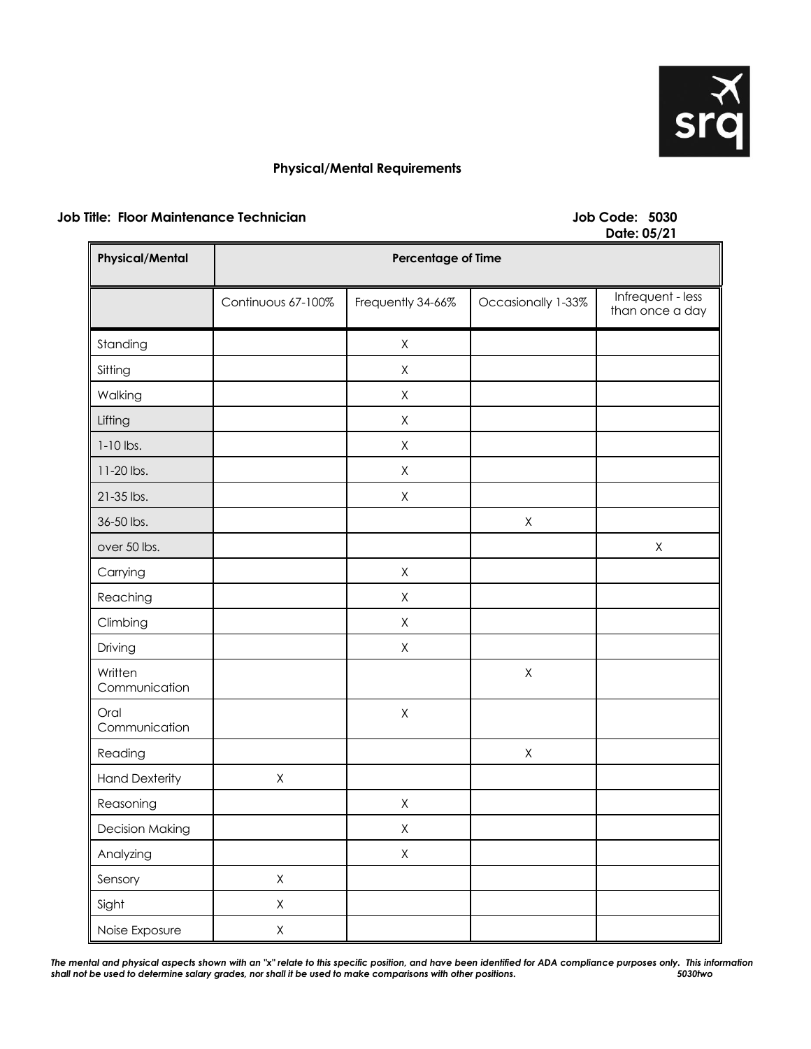## Physical/Mental Requirements

**Job Title: Floor Maintenance Technician** **Job Code: 5030**
**Date: 05/21**

| Physical/Mental | Percentage of Time | | | |
|---|---|---|---|---|
| | Continuous 67-100% | Frequently 34-66% | Occasionally 1-33% | Infrequent - less than once a day |
| Standing | | X | | |
| Sitting | | X | | |
| Walking | | X | | |
| Lifting | | X | | |
| 1-10 lbs. | | X | | |
| 11-20 lbs. | | X | | |
| 21-35 lbs. | | X | | |
| 36-50 lbs. | | | X | |
| over 50 lbs. | | | | X |
| Carrying | | X | | |
| Reaching | | X | | |
| Climbing | | X | | |
| Driving | | X | | |
| Written Communication | | | X | |
| Oral Communication | | X | | |
| Reading | | | X | |
| Hand Dexterity | X | | | |
| Reasoning | | X | | |
| Decision Making | | X | | |
| Analyzing | | X | | |
| Sensory | X | | | |
| Sight | X | | | |
| Noise Exposure | X | | | |

*The mental and physical aspects shown with an "x" relate to this specific position, and have been identified for ADA compliance purposes only. This information shall not be used to determine salary grades, nor shall it be used to make comparisons with other positions.* *5030two*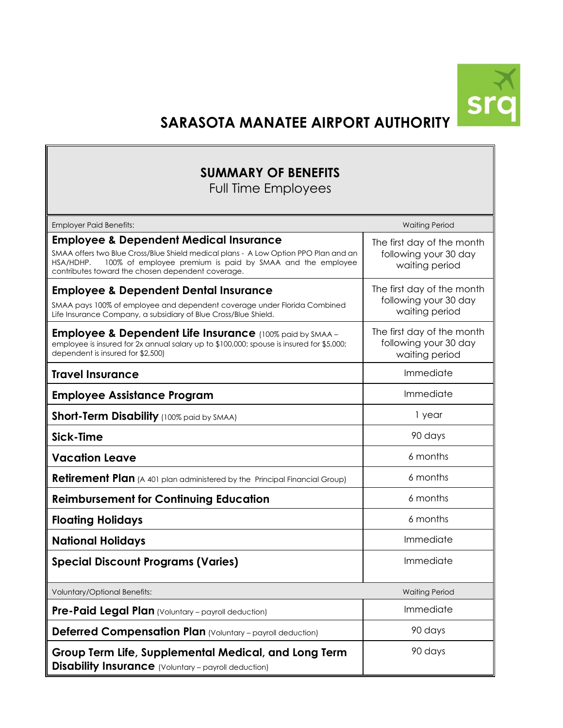# SARASOTA MANATEE AIRPORT AUTHORITY

## SUMMARY OF BENEFITS

Full Time Employees

| Employer Paid Benefits: | Waiting Period |
|---|---|
| **Employee & Dependent Medical Insurance** SMAA offers two Blue Cross/Blue Shield medical plans - A Low Option PPO Plan and an HSA/HDHP. 100% of employee premium is paid by SMAA and the employee contributes toward the chosen dependent coverage. | The first day of the month following your 30 day waiting period |
| **Employee & Dependent Dental Insurance** SMAA pays 100% of employee and dependent coverage under Florida Combined Life Insurance Company, a subsidiary of Blue Cross/Blue Shield. | The first day of the month following your 30 day waiting period |
| **Employee & Dependent Life Insurance** (100% paid by SMAA – employee is insured for 2x annual salary up to $100,000; spouse is insured for $5,000; dependent is insured for $2,500) | The first day of the month following your 30 day waiting period |
| **Travel Insurance** | Immediate |
| **Employee Assistance Program** | Immediate |
| **Short-Term Disability** (100% paid by SMAA) | 1 year |
| **Sick-Time** | 90 days |
| **Vacation Leave** | 6 months |
| **Retirement Plan** (A 401 plan administered by the Principal Financial Group) | 6 months |
| **Reimbursement for Continuing Education** | 6 months |
| **Floating Holidays** | 6 months |
| **National Holidays** | Immediate |
| **Special Discount Programs (Varies)** | Immediate |
| Voluntary/Optional Benefits: | Waiting Period |
| **Pre-Paid Legal Plan** (Voluntary – payroll deduction) | Immediate |
| **Deferred Compensation Plan** (Voluntary – payroll deduction) | 90 days |
| **Group Term Life, Supplemental Medical, and Long Term Disability Insurance** (Voluntary – payroll deduction) | 90 days |